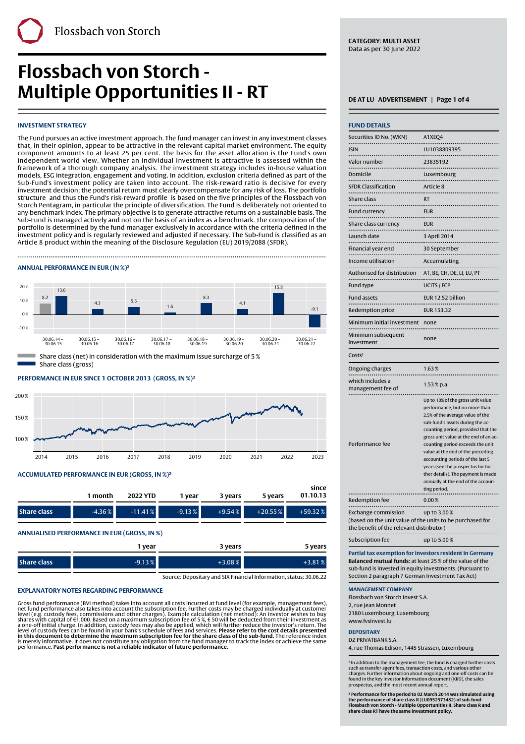Flossbach von Storch

# Flossbach von Storch - Multiple Opportunities II - RT

**CATEGORY: MULTI ASSET**
Data as per 30 June 2022

DE AT LU ADVERTISEMENT

## INVESTMENT STRATEGY

The Fund pursues an active investment approach. The fund manager can invest in any investment classes that, in their opinion, appear to be attractive in the relevant capital market environment. The equity component amounts to at least 25 per cent. The basis for the asset allocation is the Fund's own independent world view. Whether an individual investment is attractive is assessed within the framework of a thorough company analysis. The investment strategy includes in-house valuation models, ESG integration, engagement and voting. In addition, exclusion criteria defined as part of the Sub-Fund's investment policy are taken into account. The risk-reward ratio is decisive for every investment decision; the potential return must clearly overcompensate for any risk of loss. The portfolio structure and thus the Fund's risk-reward profile is based on the five principles of the Flossbach von Storch Pentagram, in particular the principle of diversification. The Fund is deliberately not oriented to any benchmark index. The primary objective is to generate attractive returns on a sustainable basis. The Sub-Fund is managed actively and not on the basis of an index as a benchmark. The composition of the portfolio is determined by the fund manager exclusively in accordance with the criteria defined in the investment policy and is regularly reviewed and adjusted if necessary. The Sub-Fund is classified as an Article 8 product within the meaning of the Disclosure Regulation (EU) 2019/2088 (SFDR).

## ANNUAL PERFORMANCE IN EUR (IN %)[2]

| Period | Share class (net) | Share class (gross) |
|---|---|---|
| 30.06.14 – 30.06.15 | 8.2 | 13.6 |
| 30.06.15 – 30.06.16 | | 4.3 |
| 30.06.16 – 30.06.17 | | 5.5 |
| 30.06.17 – 30.06.18 | | 1.6 |
| 30.06.18 – 30.06.19 | | 8.3 |
| 30.06.19 – 30.06.20 | | 4.1 |
| 30.06.20 – 30.06.21 | | 15.8 |
| 30.06.21 – 30.06.22 | | -9.1 |

Share class (net) in consideration with the maximum issue surcharge of 5 %
Share class (gross)

## PERFORMANCE IN EUR SINCE 1 OCTOBER 2013 (GROSS, IN %)[2]

## ACCUMULATED PERFORMANCE IN EUR (GROSS, IN %)[2]

| | 1 month | 2022 YTD | 1 year | 3 years | 5 years | since 01.10.13 |
|---|---|---|---|---|---|---|
| Share class | -4.36 % | -11.41 % | -9.13 % | +9.54 % | +20.55 % | +59.32 % |

## ANNUALISED PERFORMANCE IN EUR (GROSS, IN %)

| | 1 year | 3 years | 5 years |
|---|---|---|---|
| Share class | -9.13 % | +3.08 % | +3.81 % |

Source: Depositary and SIX Financial Information, status: 30.06.22

## EXPLANATORY NOTES REGARDING PERFORMANCE

Gross fund performance (BVI method) takes into account all costs incurred at fund level (for example, management fees), net fund performance also takes into account the subscription fee. Further costs may be charged individually at customer level (e.g. custody fees, commissions and other charges). Example calculation (net method): An investor wishes to buy shares with capital of €1,000. Based on a maximum subscription fee of 5 %, € 50 will be deducted from their investment as a one-off initial charge. In addition, custody fees may also be applied, which will further reduce the investor's return. The level of custody fees can be found in your bank's schedule of fees and services. **Please refer to the cost details presented in this document to determine the maximum subscription fee for the share class of the sub-fund.** The reference index is merely informative. It does not constitute any obligation from the fund manager to track the index or achieve the same performance. **Past performance is not a reliable indicator of future performance.**

## FUND DETAILS

| | |
|---|---|
| Securities ID No. (WKN) | A1XEQ4 |
| ISIN | LU1038809395 |
| Valor number | 23835192 |
| Domicile | Luxembourg |
| SFDR Classification | Article 8 |
| Share class | RT |
| Fund currency | EUR |
| Share class currency | EUR |
| Launch date | 3 April 2014 |
| Financial year end | 30 September |
| Income utilisation | Accumulating |
| Authorised for distribution | AT, BE, CH, DE, LI, LU, PT |
| Fund type | UCITS / FCP |
| Fund assets | EUR 12.52 billion |
| Redemption price | EUR 153.32 |
| Minimum initial investment | none |
| Minimum subsequent investment | none |

| Costs[1] | |
|---|---|
| Ongoing charges | 1.63 % |
| which includes a management fee of | 1.53 % p.a. |
| Performance fee | Up to 10% of the gross unit value performance, but no more than 2.5% of the average value of the sub-fund's assets during the accounting period, provided that the gross unit value at the end of an accounting period exceeds the unit value at the end of the preceding accounting periods of the last 5 years (see the prospectus for further details). The payment is made annually at the end of the accounting period. |
| Redemption fee | 0.00 % |
| Exchange commission (based on the unit value of the units to be purchased for the benefit of the relevant distributor) | up to 3.00 % |
| Subscription fee | up to 5.00 % |

**Partial tax exemption for investors resident in Germany**
**Balanced mutual funds:** at least 25 % of the value of the sub-fund is invested in equity investments. (Pursuant to Section 2 paragraph 7 German Investment Tax Act)

**MANAGEMENT COMPANY**
Flossbach von Storch Invest S.A.
2, rue Jean Monnet
2180 Luxembourg, Luxembourg
www.fvsinvest.lu

**DEPOSITARY**
DZ PRIVATBANK S.A.
4, rue Thomas Edison, 1445 Strassen, Luxembourg

[1] In addition to the management fee, the fund is charged further costs such as transfer agent fees, transaction costs, and various other charges. Further information about ongoing and one-off costs can be found in the key investor information document (KIID), the sales prospectus, and the most recent annual report.

**[2] Performance for the period to 02 March 2014 was simulated using the performance of share class R (LU0952573482) of sub-fund Flossbach von Storch - Multiple Opportunities II. Share class R and share class RT have the same investment policy.**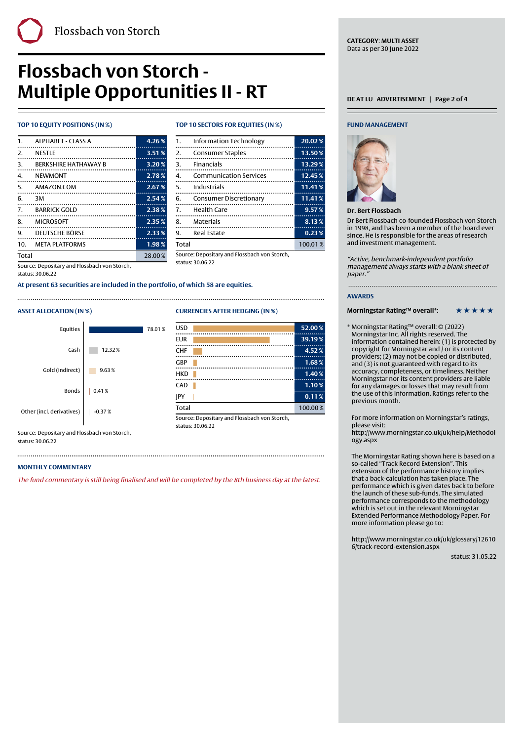# Flossbach von Storch - Multiple Opportunities II - RT

**CATEGORY: MULTI ASSET**
Data as per 30 June 2022

DE AT LU ADVERTISEMENT

## TOP 10 EQUITY POSITIONS (IN %)

| | | |
|---|---|---|
| 1. | ALPHABET - CLASS A | 4.26 % |
| 2. | NESTLE | 3.51 % |
| 3. | BERKSHIRE HATHAWAY B | 3.20 % |
| 4. | NEWMONT | 2.78 % |
| 5. | AMAZON.COM | 2.67 % |
| 6. | 3M | 2.54 % |
| 7. | BARRICK GOLD | 2.38 % |
| 8. | MICROSOFT | 2.35 % |
| 9. | DEUTSCHE BÖRSE | 2.33 % |
| 10. | META PLATFORMS | 1.98 % |
| Total | | 28.00 % |

Source: Depositary and Flossbach von Storch, status: 30.06.22

## TOP 10 SECTORS FOR EQUITIES (IN %)

| | | |
|---|---|---|
| 1. | Information Technology | 20.02 % |
| 2. | Consumer Staples | 13.50 % |
| 3. | Financials | 13.29 % |
| 4. | Communication Services | 12.45 % |
| 5. | Industrials | 11.41 % |
| 6. | Consumer Discretionary | 11.41 % |
| 7. | Health Care | 9.57 % |
| 8. | Materials | 8.13 % |
| 9. | Real Estate | 0.23 % |
| Total | | 100.01 % |

Source: Depositary and Flossbach von Storch, status: 30.06.22

**At present 63 securities are included in the portfolio, of which 58 are equities.**

## ASSET ALLOCATION (IN %)

| | |
|---|---|
| Equities | 78.01 % |
| Cash | 12.32 % |
| Gold (indirect) | 9.63 % |
| Bonds | 0.41 % |
| Other (incl. derivatives) | -0.37 % |

Source: Depositary and Flossbach von Storch, status: 30.06.22

## CURRENCIES AFTER HEDGING (IN %)

| | |
|---|---|
| USD | 52.00 % |
| EUR | 39.19 % |
| CHF | 4.52 % |
| GBP | 1.68 % |
| HKD | 1.40 % |
| CAD | 1.10 % |
| JPY | 0.11 % |
| Total | 100.00 % |

Source: Depositary and Flossbach von Storch, status: 30.06.22

## MONTHLY COMMENTARY

*The fund commentary is still being finalised and will be completed by the 8th business day at the latest.*

## FUND MANAGEMENT

**Dr. Bert Flossbach**

Dr Bert Flossbach co-founded Flossbach von Storch in 1998, and has been a member of the board ever since. He is responsible for the areas of research and investment management.

*"Active, benchmark-independent portfolio management always starts with a blank sheet of paper."*

## AWARDS

**Morningstar Rating™ overall*:** ★★★★★

\* Morningstar Rating™ overall: © (2022) Morningstar Inc. All rights reserved. The information contained herein: (1) is protected by copyright for Morningstar and / or its content providers; (2) may not be copied or distributed, and (3) is not guaranteed with regard to its accuracy, completeness, or timeliness. Neither Morningstar nor its content providers are liable for any damages or losses that may result from the use of this information. Ratings refer to the previous month.

For more information on Morningstar's ratings, please visit: http://www.morningstar.co.uk/uk/help/Methodology.aspx

The Morningstar Rating shown here is based on a so-called "Track Record Extension". This extension of the performance history implies that a back-calculation has taken place. The performance which is given dates back to before the launch of these sub-funds. The simulated performance corresponds to the methodology which is set out in the relevant Morningstar Extended Performance Methodology Paper. For more information please go to:

http://www.morningstar.co.uk/uk/glossary/126106/track-record-extension.aspx

status: 31.05.22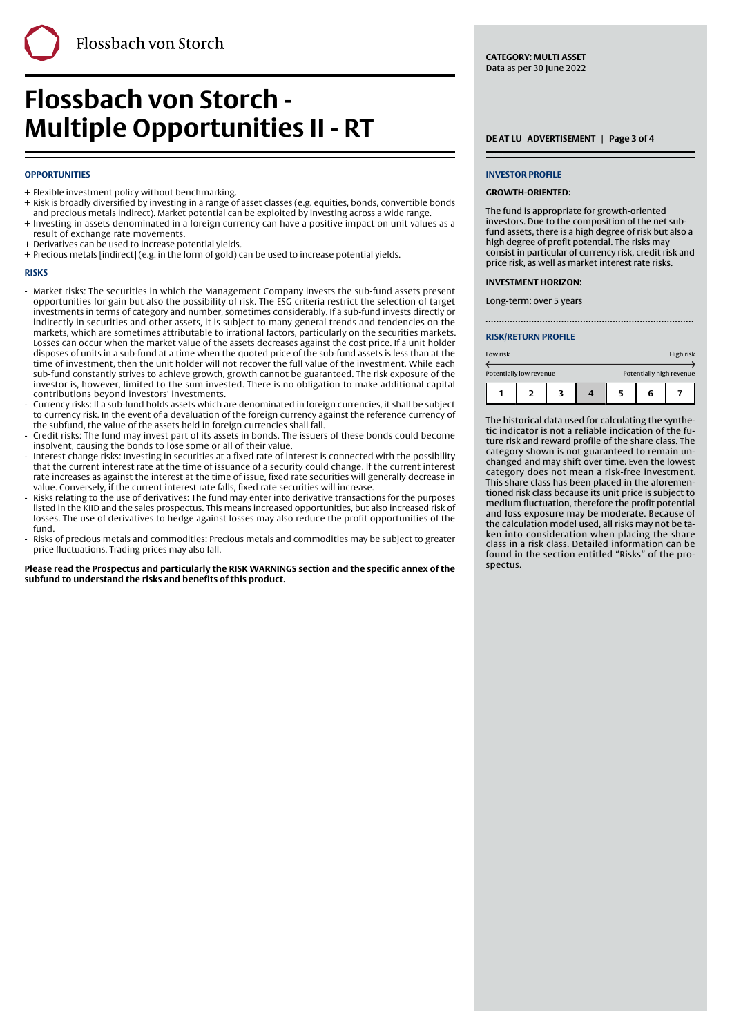# Flossbach von Storch - Multiple Opportunities II - RT

**CATEGORY: MULTI ASSET**
Data as per 30 June 2022

DE AT LU ADVERTISEMENT

## OPPORTUNITIES

+ Flexible investment policy without benchmarking.
+ Risk is broadly diversified by investing in a range of asset classes (e.g. equities, bonds, convertible bonds and precious metals indirect). Market potential can be exploited by investing across a wide range.
+ Investing in assets denominated in a foreign currency can have a positive impact on unit values as a result of exchange rate movements.
+ Derivatives can be used to increase potential yields.
+ Precious metals [indirect] (e.g. in the form of gold) can be used to increase potential yields.

## RISKS

- Market risks: The securities in which the Management Company invests the sub-fund assets present opportunities for gain but also the possibility of risk. The ESG criteria restrict the selection of target investments in terms of category and number, sometimes considerably. If a sub-fund invests directly or indirectly in securities and other assets, it is subject to many general trends and tendencies on the markets, which are sometimes attributable to irrational factors, particularly on the securities markets. Losses can occur when the market value of the assets decreases against the cost price. If a unit holder disposes of units in a sub-fund at a time when the quoted price of the sub-fund assets is less than at the time of investment, then the unit holder will not recover the full value of the investment. While each sub-fund constantly strives to achieve growth, growth cannot be guaranteed. The risk exposure of the investor is, however, limited to the sum invested. There is no obligation to make additional capital contributions beyond investors' investments.
- Currency risks: If a sub-fund holds assets which are denominated in foreign currencies, it shall be subject to currency risk. In the event of a devaluation of the foreign currency against the reference currency of the subfund, the value of the assets held in foreign currencies shall fall.
- Credit risks: The fund may invest part of its assets in bonds. The issuers of these bonds could become insolvent, causing the bonds to lose some or all of their value.
- Interest change risks: Investing in securities at a fixed rate of interest is connected with the possibility that the current interest rate at the time of issuance of a security could change. If the current interest rate increases as against the interest at the time of issue, fixed rate securities will generally decrease in value. Conversely, if the current interest rate falls, fixed rate securities will increase.
- Risks relating to the use of derivatives: The fund may enter into derivative transactions for the purposes listed in the KIID and the sales prospectus. This means increased opportunities, but also increased risk of losses. The use of derivatives to hedge against losses may also reduce the profit opportunities of the fund.
- Risks of precious metals and commodities: Precious metals and commodities may be subject to greater price fluctuations. Trading prices may also fall.

**Please read the Prospectus and particularly the RISK WARNINGS section and the specific annex of the subfund to understand the risks and benefits of this product.**

## INVESTOR PROFILE

### GROWTH-ORIENTED:

The fund is appropriate for growth-oriented investors. Due to the composition of the net sub-fund assets, there is a high degree of risk but also a high degree of profit potential. The risks may consist in particular of currency risk, credit risk and price risk, as well as market interest rate risks.

### INVESTMENT HORIZON:

Long-term: over 5 years

## RISK/RETURN PROFILE

Low risk ← → High risk

Potentially low revenue — Potentially high revenue

| 1 | 2 | 3 | **4** | 5 | 6 | 7 |
|---|---|---|---|---|---|---|

The historical data used for calculating the synthetic indicator is not a reliable indication of the future risk and reward profile of the share class. The category shown is not guaranteed to remain unchanged and may shift over time. Even the lowest category does not mean a risk-free investment. This share class has been placed in the aforementioned risk class because its unit price is subject to medium fluctuation, therefore the profit potential and loss exposure may be moderate. Because of the calculation model used, all risks may not be taken into consideration when placing the share class in a risk class. Detailed information can be found in the section entitled "Risks" of the prospectus.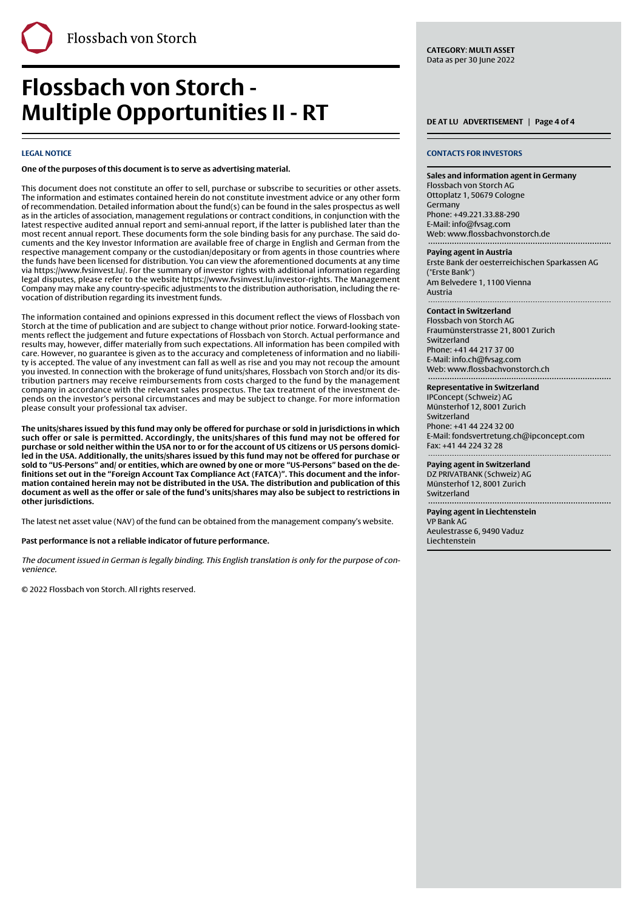# Flossbach von Storch - Multiple Opportunities II - RT

CATEGORY: MULTI ASSET
Data as per 30 June 2022

DE AT LU ADVERTISEMENT

## LEGAL NOTICE

**One of the purposes of this document is to serve as advertising material.**

This document does not constitute an offer to sell, purchase or subscribe to securities or other assets. The information and estimates contained herein do not constitute investment advice or any other form of recommendation. Detailed information about the fund(s) can be found in the sales prospectus as well as in the articles of association, management regulations or contract conditions, in conjunction with the latest respective audited annual report and semi-annual report, if the latter is published later than the most recent annual report. These documents form the sole binding basis for any purchase. The said documents and the Key Investor Information are available free of charge in English and German from the respective management company or the custodian/depositary or from agents in those countries where the funds have been licensed for distribution. You can view the aforementioned documents at any time via https://www.fvsinvest.lu/. For the summary of investor rights with additional information regarding legal disputes, please refer to the website https://www.fvsinvest.lu/investor-rights. The Management Company may make any country-specific adjustments to the distribution authorisation, including the revocation of distribution regarding its investment funds.

The information contained and opinions expressed in this document reflect the views of Flossbach von Storch at the time of publication and are subject to change without prior notice. Forward-looking statements reflect the judgement and future expectations of Flossbach von Storch. Actual performance and results may, however, differ materially from such expectations. All information has been compiled with care. However, no guarantee is given as to the accuracy and completeness of information and no liability is accepted. The value of any investment can fall as well as rise and you may not recoup the amount you invested. In connection with the brokerage of fund units/shares, Flossbach von Storch and/or its distribution partners may receive reimbursements from costs charged to the fund by the management company in accordance with the relevant sales prospectus. The tax treatment of the investment depends on the investor's personal circumstances and may be subject to change. For more information please consult your professional tax adviser.

**The units/shares issued by this fund may only be offered for purchase or sold in jurisdictions in which such offer or sale is permitted. Accordingly, the units/shares of this fund may not be offered for purchase or sold neither within the USA nor to or for the account of US citizens or US persons domiciled in the USA. Additionally, the units/shares issued by this fund may not be offered for purchase or sold to "US-Persons" and/ or entities, which are owned by one or more "US-Persons" based on the definitions set out in the "Foreign Account Tax Compliance Act (FATCA)". This document and the information contained herein may not be distributed in the USA. The distribution and publication of this document as well as the offer or sale of the fund's units/shares may also be subject to restrictions in other jurisdictions.**

The latest net asset value (NAV) of the fund can be obtained from the management company's website.

**Past performance is not a reliable indicator of future performance.**

*The document issued in German is legally binding. This English translation is only for the purpose of convenience.*

© 2022 Flossbach von Storch. All rights reserved.

## CONTACTS FOR INVESTORS

**Sales and information agent in Germany**
Flossbach von Storch AG
Ottoplatz 1, 50679 Cologne
Germany
Phone: +49.221.33.88-290
E-Mail: info@fvsag.com
Web: www.flossbachvonstorch.de

**Paying agent in Austria**
Erste Bank der oesterreichischen Sparkassen AG ("Erste Bank")
Am Belvedere 1, 1100 Vienna
Austria

**Contact in Switzerland**
Flossbach von Storch AG
Fraumünsterstrasse 21, 8001 Zurich
Switzerland
Phone: +41 44 217 37 00
E-Mail: info.ch@fvsag.com
Web: www.flossbachvonstorch.ch

**Representative in Switzerland**
IPConcept (Schweiz) AG
Münsterhof 12, 8001 Zurich
Switzerland
Phone: +41 44 224 32 00
E-Mail: fondsvertretung.ch@ipconcept.com
Fax: +41 44 224 32 28

**Paying agent in Switzerland**
DZ PRIVATBANK (Schweiz) AG
Münsterhof 12, 8001 Zurich
Switzerland

**Paying agent in Liechtenstein**
VP Bank AG
Aeulestrasse 6, 9490 Vaduz
Liechtenstein